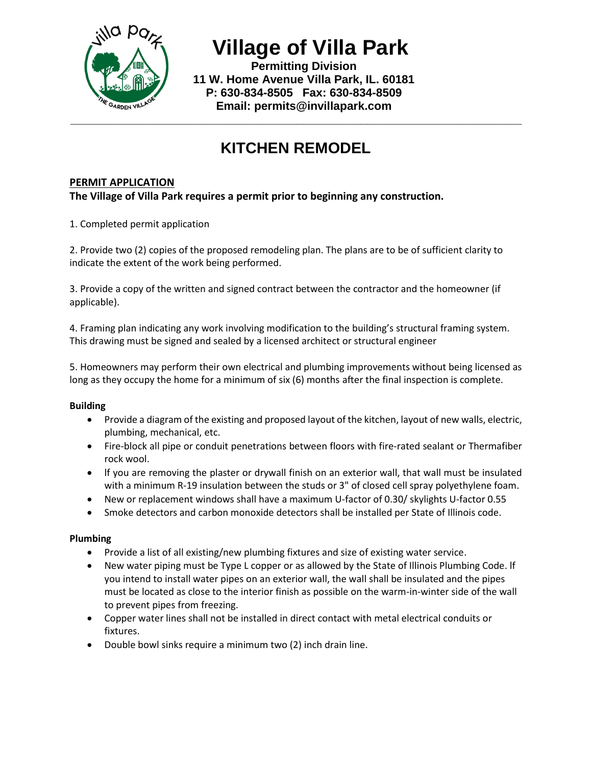# Village of Villa Park

**Permitting Division**
**11 W. Home Avenue Villa Park, IL. 60181**
**P: 630-834-8505 Fax: 630-834-8509**
**Email: permits@invillapark.com**

## KITCHEN REMODEL

### PERMIT APPLICATION

**The Village of Villa Park requires a permit prior to beginning any construction.**

1. Completed permit application

2. Provide two (2) copies of the proposed remodeling plan. The plans are to be of sufficient clarity to indicate the extent of the work being performed.

3. Provide a copy of the written and signed contract between the contractor and the homeowner (if applicable).

4. Framing plan indicating any work involving modification to the building's structural framing system. This drawing must be signed and sealed by a licensed architect or structural engineer

5. Homeowners may perform their own electrical and plumbing improvements without being licensed as long as they occupy the home for a minimum of six (6) months after the final inspection is complete.

**Building**

- Provide a diagram of the existing and proposed layout of the kitchen, layout of new walls, electric, plumbing, mechanical, etc.
- Fire-block all pipe or conduit penetrations between floors with fire-rated sealant or Thermafiber rock wool.
- If you are removing the plaster or drywall finish on an exterior wall, that wall must be insulated with a minimum R-19 insulation between the studs or 3" of closed cell spray polyethylene foam.
- New or replacement windows shall have a maximum U-factor of 0.30/ skylights U-factor 0.55
- Smoke detectors and carbon monoxide detectors shall be installed per State of Illinois code.

**Plumbing**

- Provide a list of all existing/new plumbing fixtures and size of existing water service.
- New water piping must be Type L copper or as allowed by the State of Illinois Plumbing Code. If you intend to install water pipes on an exterior wall, the wall shall be insulated and the pipes must be located as close to the interior finish as possible on the warm-in-winter side of the wall to prevent pipes from freezing.
- Copper water lines shall not be installed in direct contact with metal electrical conduits or fixtures.
- Double bowl sinks require a minimum two (2) inch drain line.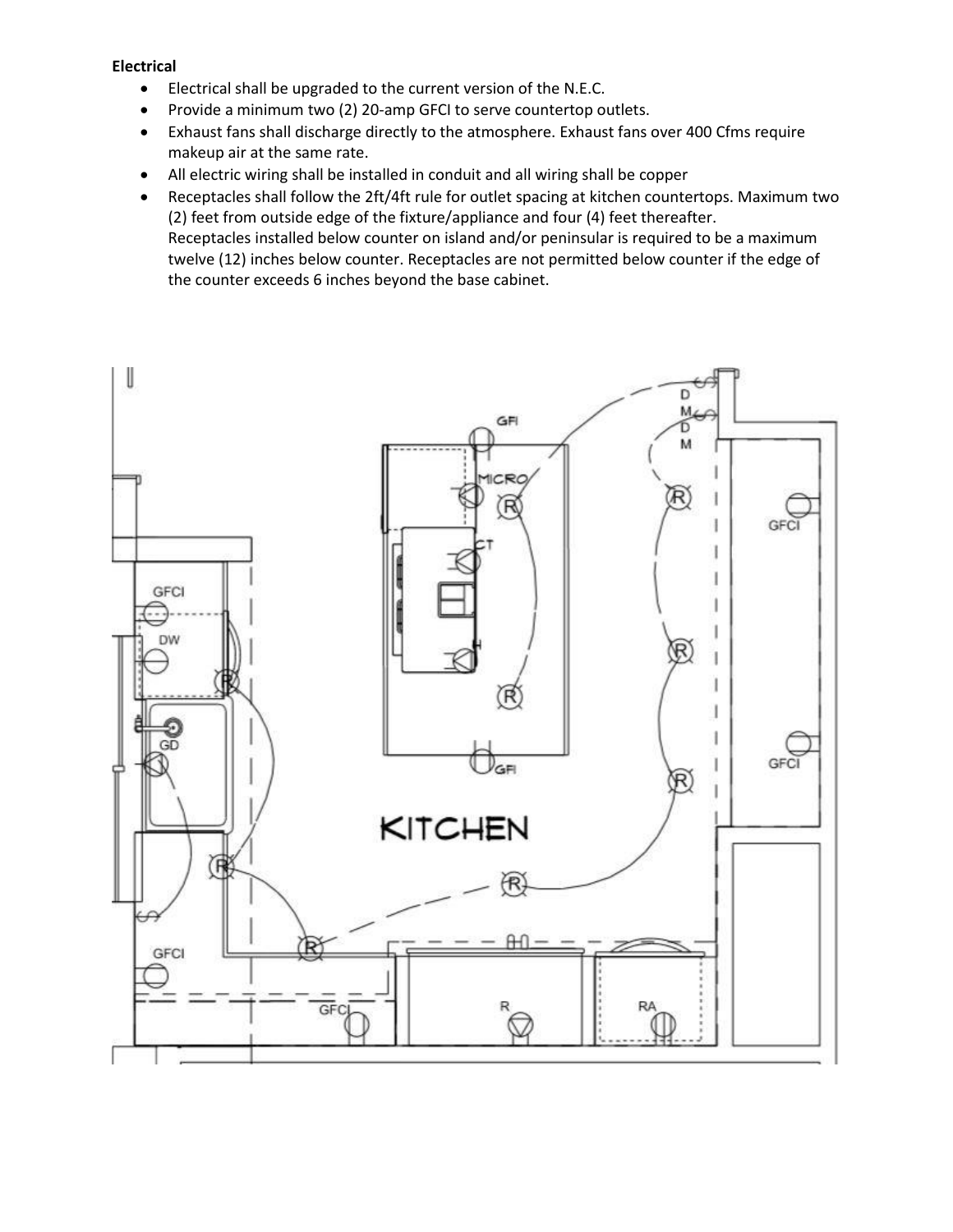**Electrical**

- Electrical shall be upgraded to the current version of the N.E.C.
- Provide a minimum two (2) 20-amp GFCI to serve countertop outlets.
- Exhaust fans shall discharge directly to the atmosphere. Exhaust fans over 400 Cfms require makeup air at the same rate.
- All electric wiring shall be installed in conduit and all wiring shall be copper
- Receptacles shall follow the 2ft/4ft rule for outlet spacing at kitchen countertops. Maximum two (2) feet from outside edge of the fixture/appliance and four (4) feet thereafter.
  Receptacles installed below counter on island and/or peninsular is required to be a maximum twelve (12) inches below counter. Receptacles are not permitted below counter if the edge of the counter exceeds 6 inches beyond the base cabinet.

KITCHEN

GFI

MICRO

CT

H

GFI

D
M
D
M

GFCI

GFCI

GFCI

DW

GD

GFCI

GFCI

R

RA